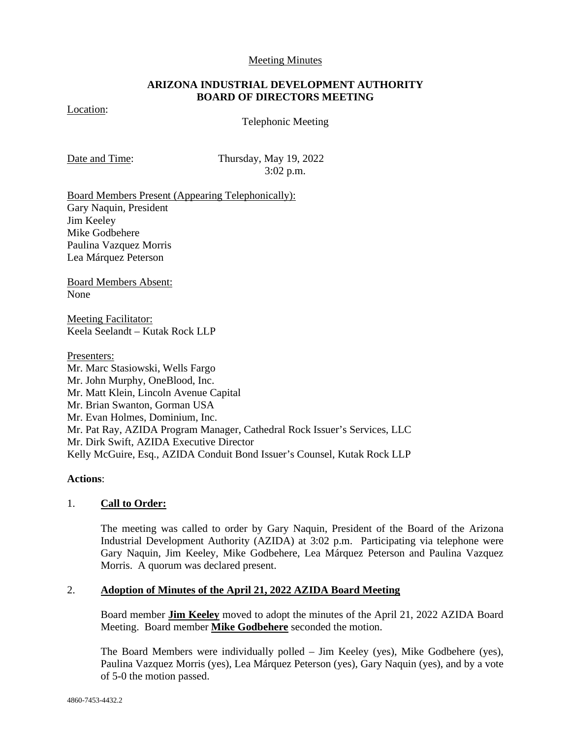Meeting Minutes

# ARIZONA INDUSTRIAL DEVELOPMENT AUTHORITY BOARD OF DIRECTORS MEETING

Location:

Telephonic Meeting

Date and Time: Thursday, May 19, 2022
3:02 p.m.

Board Members Present (Appearing Telephonically):
Gary Naquin, President
Jim Keeley
Mike Godbehere
Paulina Vazquez Morris
Lea Márquez Peterson

Board Members Absent:
None

Meeting Facilitator:
Keela Seelandt – Kutak Rock LLP

Presenters:
Mr. Marc Stasiowski, Wells Fargo
Mr. John Murphy, OneBlood, Inc.
Mr. Matt Klein, Lincoln Avenue Capital
Mr. Brian Swanton, Gorman USA
Mr. Evan Holmes, Dominium, Inc.
Mr. Pat Ray, AZIDA Program Manager, Cathedral Rock Issuer's Services, LLC
Mr. Dirk Swift, AZIDA Executive Director
Kelly McGuire, Esq., AZIDA Conduit Bond Issuer's Counsel, Kutak Rock LLP

**Actions**:

1. **Call to Order:**

The meeting was called to order by Gary Naquin, President of the Board of the Arizona Industrial Development Authority (AZIDA) at 3:02 p.m. Participating via telephone were Gary Naquin, Jim Keeley, Mike Godbehere, Lea Márquez Peterson and Paulina Vazquez Morris. A quorum was declared present.

2. **Adoption of Minutes of the April 21, 2022 AZIDA Board Meeting**

Board member **Jim Keeley** moved to adopt the minutes of the April 21, 2022 AZIDA Board Meeting. Board member **Mike Godbehere** seconded the motion.

The Board Members were individually polled – Jim Keeley (yes), Mike Godbehere (yes), Paulina Vazquez Morris (yes), Lea Márquez Peterson (yes), Gary Naquin (yes), and by a vote of 5-0 the motion passed.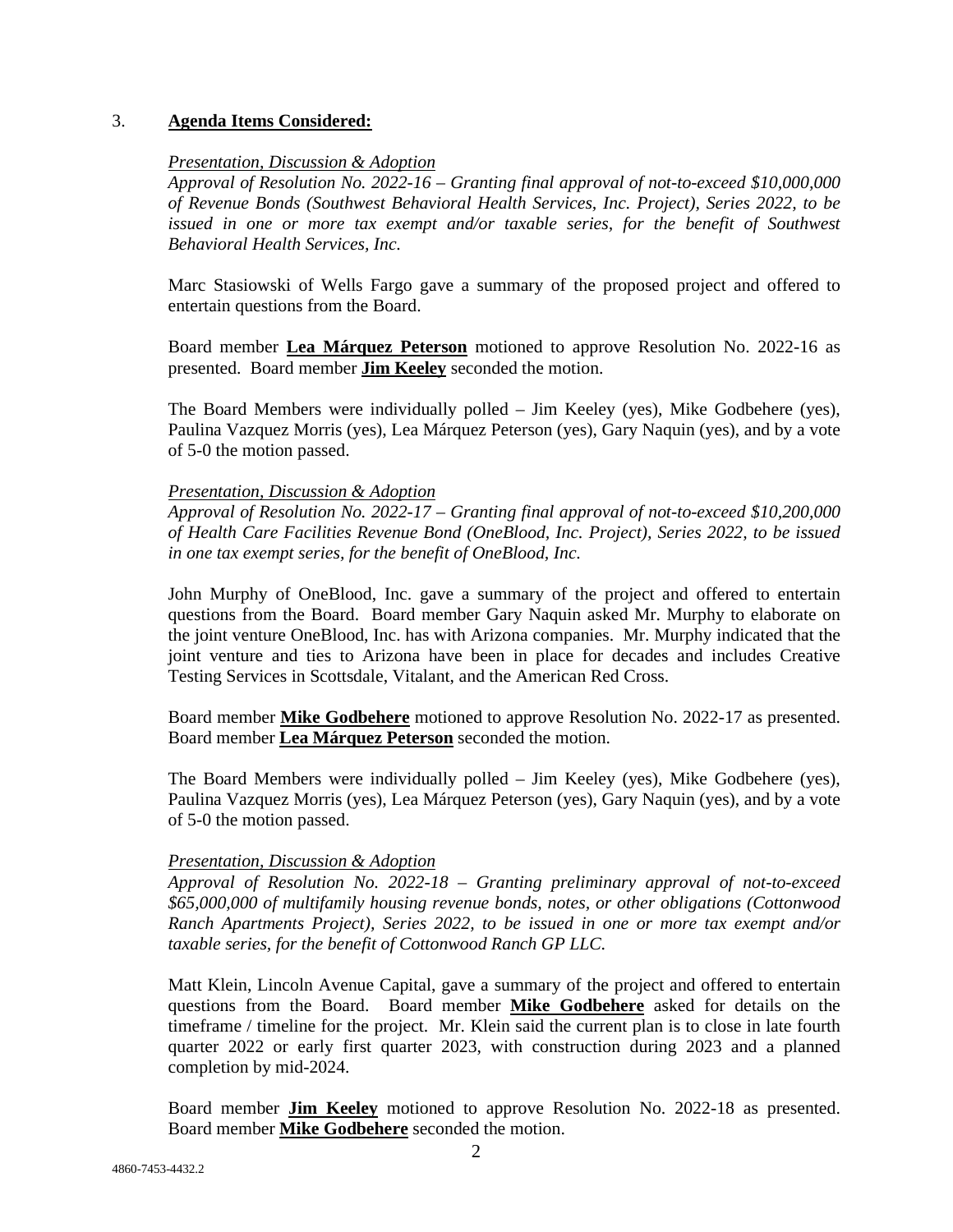3. **Agenda Items Considered:**

*Presentation, Discussion & Adoption*
*Approval of Resolution No. 2022-16 – Granting final approval of not-to-exceed $10,000,000 of Revenue Bonds (Southwest Behavioral Health Services, Inc. Project), Series 2022, to be issued in one or more tax exempt and/or taxable series, for the benefit of Southwest Behavioral Health Services, Inc.*

Marc Stasiowski of Wells Fargo gave a summary of the proposed project and offered to entertain questions from the Board.

Board member **Lea Márquez Peterson** motioned to approve Resolution No. 2022-16 as presented. Board member **Jim Keeley** seconded the motion.

The Board Members were individually polled – Jim Keeley (yes), Mike Godbehere (yes), Paulina Vazquez Morris (yes), Lea Márquez Peterson (yes), Gary Naquin (yes), and by a vote of 5-0 the motion passed.

*Presentation, Discussion & Adoption*
*Approval of Resolution No. 2022-17 – Granting final approval of not-to-exceed $10,200,000 of Health Care Facilities Revenue Bond (OneBlood, Inc. Project), Series 2022, to be issued in one tax exempt series, for the benefit of OneBlood, Inc.*

John Murphy of OneBlood, Inc. gave a summary of the project and offered to entertain questions from the Board. Board member Gary Naquin asked Mr. Murphy to elaborate on the joint venture OneBlood, Inc. has with Arizona companies. Mr. Murphy indicated that the joint venture and ties to Arizona have been in place for decades and includes Creative Testing Services in Scottsdale, Vitalant, and the American Red Cross.

Board member **Mike Godbehere** motioned to approve Resolution No. 2022-17 as presented. Board member **Lea Márquez Peterson** seconded the motion.

The Board Members were individually polled – Jim Keeley (yes), Mike Godbehere (yes), Paulina Vazquez Morris (yes), Lea Márquez Peterson (yes), Gary Naquin (yes), and by a vote of 5-0 the motion passed.

*Presentation, Discussion & Adoption*
*Approval of Resolution No. 2022-18 – Granting preliminary approval of not-to-exceed $65,000,000 of multifamily housing revenue bonds, notes, or other obligations (Cottonwood Ranch Apartments Project), Series 2022, to be issued in one or more tax exempt and/or taxable series, for the benefit of Cottonwood Ranch GP LLC.*

Matt Klein, Lincoln Avenue Capital, gave a summary of the project and offered to entertain questions from the Board. Board member **Mike Godbehere** asked for details on the timeframe / timeline for the project. Mr. Klein said the current plan is to close in late fourth quarter 2022 or early first quarter 2023, with construction during 2023 and a planned completion by mid-2024.

Board member **Jim Keeley** motioned to approve Resolution No. 2022-18 as presented. Board member **Mike Godbehere** seconded the motion.

4860-7453-4432.2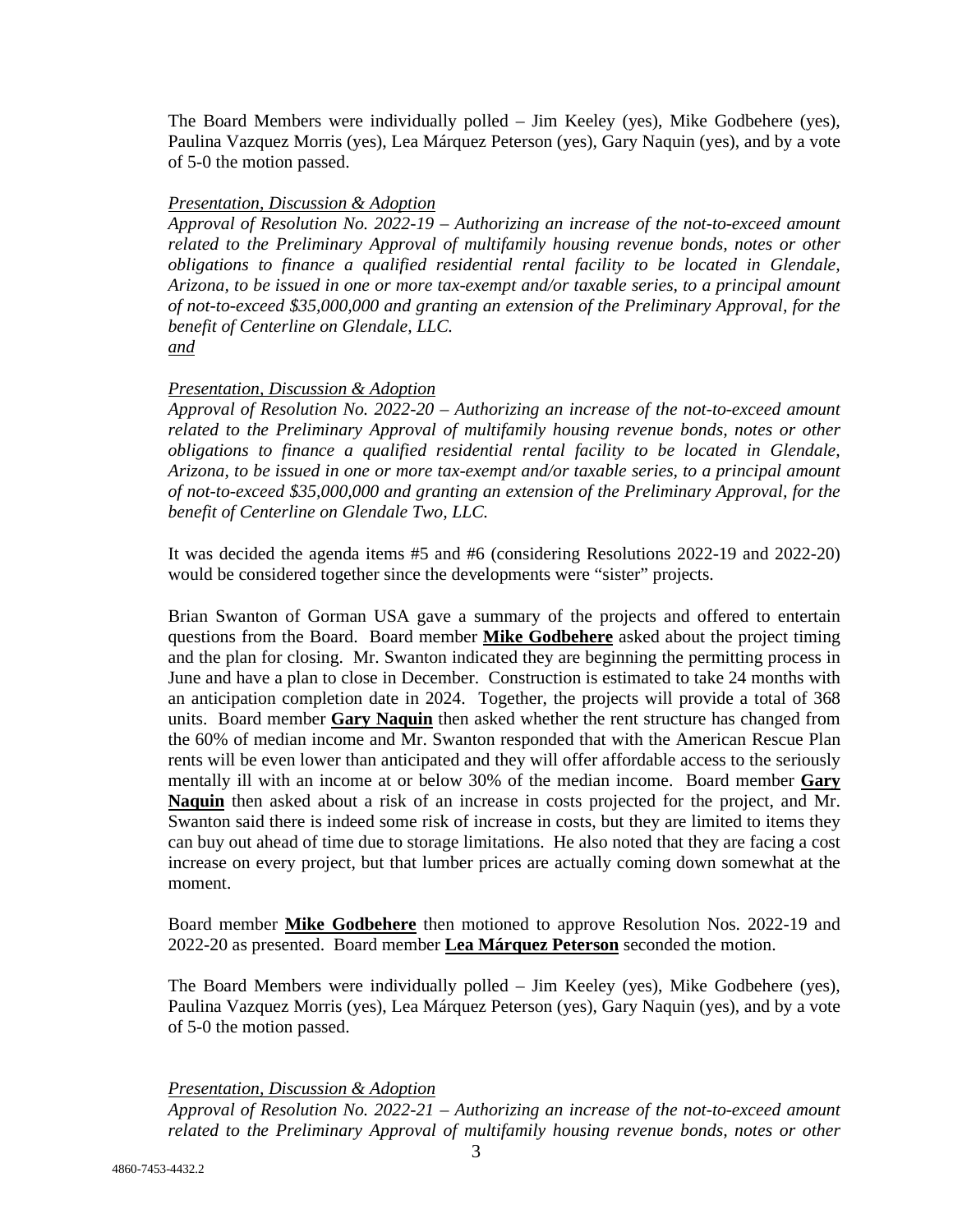The Board Members were individually polled – Jim Keeley (yes), Mike Godbehere (yes), Paulina Vazquez Morris (yes), Lea Márquez Peterson (yes), Gary Naquin (yes), and by a vote of 5-0 the motion passed.

*Presentation, Discussion & Adoption*

*Approval of Resolution No. 2022-19 – Authorizing an increase of the not-to-exceed amount related to the Preliminary Approval of multifamily housing revenue bonds, notes or other obligations to finance a qualified residential rental facility to be located in Glendale, Arizona, to be issued in one or more tax-exempt and/or taxable series, to a principal amount of not-to-exceed $35,000,000 and granting an extension of the Preliminary Approval, for the benefit of Centerline on Glendale, LLC.*

*and*

*Presentation, Discussion & Adoption*

*Approval of Resolution No. 2022-20 – Authorizing an increase of the not-to-exceed amount related to the Preliminary Approval of multifamily housing revenue bonds, notes or other obligations to finance a qualified residential rental facility to be located in Glendale, Arizona, to be issued in one or more tax-exempt and/or taxable series, to a principal amount of not-to-exceed $35,000,000 and granting an extension of the Preliminary Approval, for the benefit of Centerline on Glendale Two, LLC.*

It was decided the agenda items #5 and #6 (considering Resolutions 2022-19 and 2022-20) would be considered together since the developments were "sister" projects.

Brian Swanton of Gorman USA gave a summary of the projects and offered to entertain questions from the Board. Board member **Mike Godbehere** asked about the project timing and the plan for closing. Mr. Swanton indicated they are beginning the permitting process in June and have a plan to close in December. Construction is estimated to take 24 months with an anticipation completion date in 2024. Together, the projects will provide a total of 368 units. Board member **Gary Naquin** then asked whether the rent structure has changed from the 60% of median income and Mr. Swanton responded that with the American Rescue Plan rents will be even lower than anticipated and they will offer affordable access to the seriously mentally ill with an income at or below 30% of the median income. Board member **Gary Naquin** then asked about a risk of an increase in costs projected for the project, and Mr. Swanton said there is indeed some risk of increase in costs, but they are limited to items they can buy out ahead of time due to storage limitations. He also noted that they are facing a cost increase on every project, but that lumber prices are actually coming down somewhat at the moment.

Board member **Mike Godbehere** then motioned to approve Resolution Nos. 2022-19 and 2022-20 as presented. Board member **Lea Márquez Peterson** seconded the motion.

The Board Members were individually polled – Jim Keeley (yes), Mike Godbehere (yes), Paulina Vazquez Morris (yes), Lea Márquez Peterson (yes), Gary Naquin (yes), and by a vote of 5-0 the motion passed.

*Presentation, Discussion & Adoption*

*Approval of Resolution No. 2022-21 – Authorizing an increase of the not-to-exceed amount related to the Preliminary Approval of multifamily housing revenue bonds, notes or other*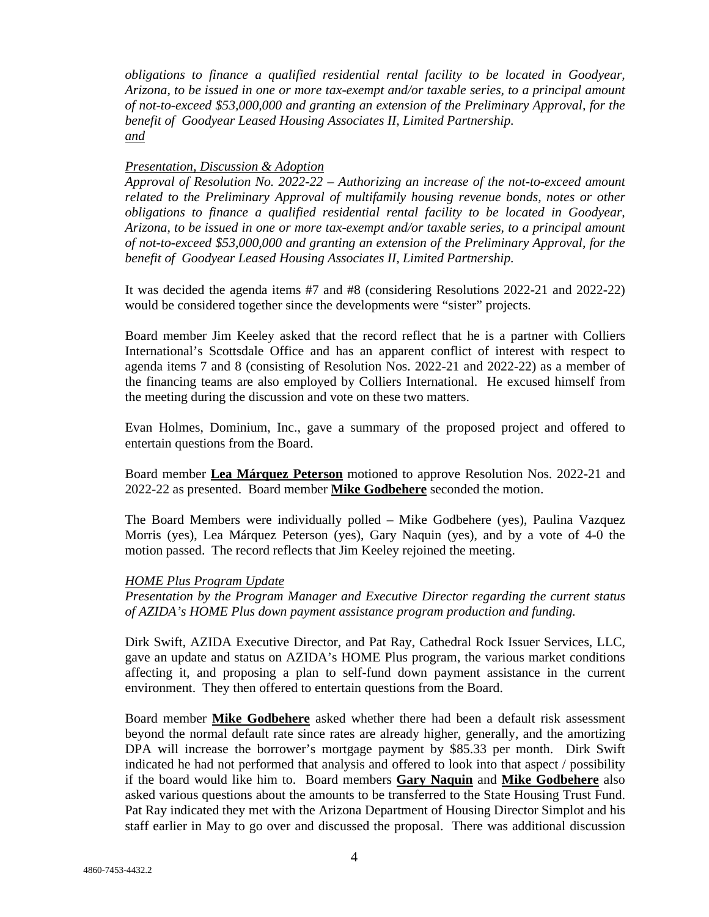*obligations to finance a qualified residential rental facility to be located in Goodyear, Arizona, to be issued in one or more tax-exempt and/or taxable series, to a principal amount of not-to-exceed $53,000,000 and granting an extension of the Preliminary Approval, for the benefit of Goodyear Leased Housing Associates II, Limited Partnership.*
*and*

*Presentation, Discussion & Adoption*
*Approval of Resolution No. 2022-22 – Authorizing an increase of the not-to-exceed amount related to the Preliminary Approval of multifamily housing revenue bonds, notes or other obligations to finance a qualified residential rental facility to be located in Goodyear, Arizona, to be issued in one or more tax-exempt and/or taxable series, to a principal amount of not-to-exceed $53,000,000 and granting an extension of the Preliminary Approval, for the benefit of Goodyear Leased Housing Associates II, Limited Partnership.*

It was decided the agenda items #7 and #8 (considering Resolutions 2022-21 and 2022-22) would be considered together since the developments were "sister" projects.

Board member Jim Keeley asked that the record reflect that he is a partner with Colliers International's Scottsdale Office and has an apparent conflict of interest with respect to agenda items 7 and 8 (consisting of Resolution Nos. 2022-21 and 2022-22) as a member of the financing teams are also employed by Colliers International. He excused himself from the meeting during the discussion and vote on these two matters.

Evan Holmes, Dominium, Inc., gave a summary of the proposed project and offered to entertain questions from the Board.

Board member **Lea Márquez Peterson** motioned to approve Resolution Nos. 2022-21 and 2022-22 as presented. Board member **Mike Godbehere** seconded the motion.

The Board Members were individually polled – Mike Godbehere (yes), Paulina Vazquez Morris (yes), Lea Márquez Peterson (yes), Gary Naquin (yes), and by a vote of 4-0 the motion passed. The record reflects that Jim Keeley rejoined the meeting.

*HOME Plus Program Update*
*Presentation by the Program Manager and Executive Director regarding the current status of AZIDA's HOME Plus down payment assistance program production and funding.*

Dirk Swift, AZIDA Executive Director, and Pat Ray, Cathedral Rock Issuer Services, LLC, gave an update and status on AZIDA's HOME Plus program, the various market conditions affecting it, and proposing a plan to self-fund down payment assistance in the current environment. They then offered to entertain questions from the Board.

Board member **Mike Godbehere** asked whether there had been a default risk assessment beyond the normal default rate since rates are already higher, generally, and the amortizing DPA will increase the borrower's mortgage payment by $85.33 per month. Dirk Swift indicated he had not performed that analysis and offered to look into that aspect / possibility if the board would like him to. Board members **Gary Naquin** and **Mike Godbehere** also asked various questions about the amounts to be transferred to the State Housing Trust Fund. Pat Ray indicated they met with the Arizona Department of Housing Director Simplot and his staff earlier in May to go over and discussed the proposal. There was additional discussion

4860-7453-4432.2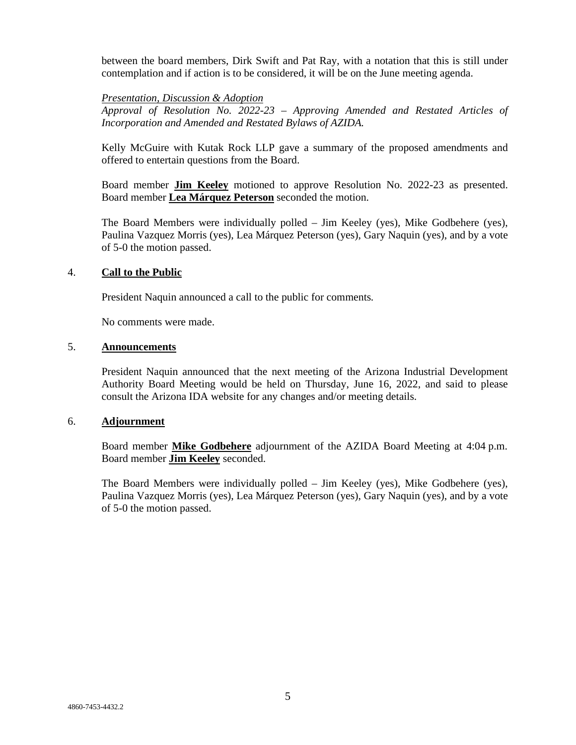between the board members, Dirk Swift and Pat Ray, with a notation that this is still under contemplation and if action is to be considered, it will be on the June meeting agenda.

*Presentation, Discussion & Adoption*
*Approval of Resolution No. 2022-23 – Approving Amended and Restated Articles of Incorporation and Amended and Restated Bylaws of AZIDA.*

Kelly McGuire with Kutak Rock LLP gave a summary of the proposed amendments and offered to entertain questions from the Board.

Board member **Jim Keeley** motioned to approve Resolution No. 2022-23 as presented. Board member **Lea Márquez Peterson** seconded the motion.

The Board Members were individually polled – Jim Keeley (yes), Mike Godbehere (yes), Paulina Vazquez Morris (yes), Lea Márquez Peterson (yes), Gary Naquin (yes), and by a vote of 5-0 the motion passed.

4. **Call to the Public**

President Naquin announced a call to the public for comments.

No comments were made.

5. **Announcements**

President Naquin announced that the next meeting of the Arizona Industrial Development Authority Board Meeting would be held on Thursday, June 16, 2022, and said to please consult the Arizona IDA website for any changes and/or meeting details.

6. **Adjournment**

Board member **Mike Godbehere** adjournment of the AZIDA Board Meeting at 4:04 p.m. Board member **Jim Keeley** seconded.

The Board Members were individually polled – Jim Keeley (yes), Mike Godbehere (yes), Paulina Vazquez Morris (yes), Lea Márquez Peterson (yes), Gary Naquin (yes), and by a vote of 5-0 the motion passed.

4860-7453-4432.2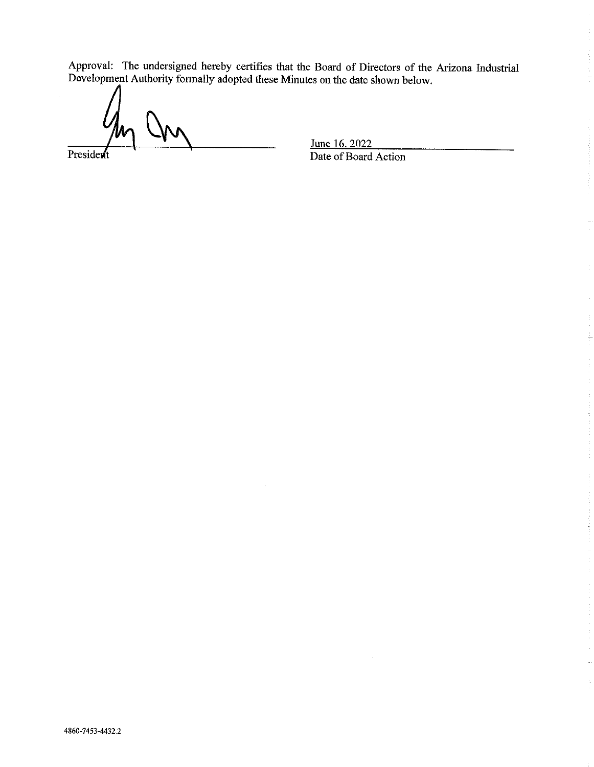Approval: The undersigned hereby certifies that the Board of Directors of the Arizona Industrial Development Authority formally adopted these Minutes on the date shown below.

President

June 16, 2022
Date of Board Action

4860-7453-4432.2